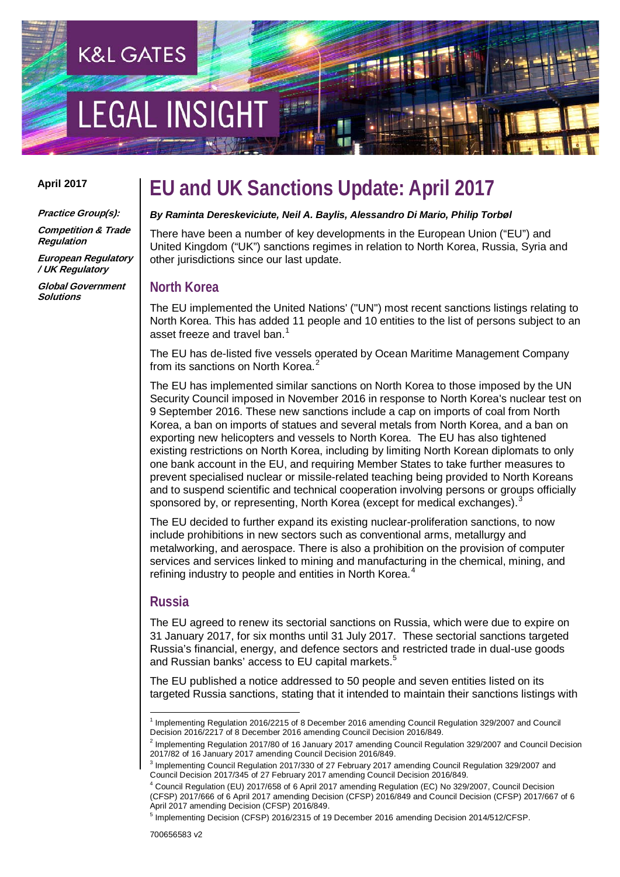K&L GATES

LEGAL INSIGHT

April 2017

***Practice Group(s):***

***Competition & Trade Regulation***

***European Regulatory / UK Regulatory***

***Global Government Solutions***

# EU and UK Sanctions Update: April 2017

***By Raminta Dereskeviciute, Neil A. Baylis, Alessandro Di Mario, Philip Torbøl***

There have been a number of key developments in the European Union ("EU") and United Kingdom ("UK") sanctions regimes in relation to North Korea, Russia, Syria and other jurisdictions since our last update.

## North Korea

The EU implemented the United Nations' ("UN") most recent sanctions listings relating to North Korea. This has added 11 people and 10 entities to the list of persons subject to an asset freeze and travel ban.[1]

The EU has de-listed five vessels operated by Ocean Maritime Management Company from its sanctions on North Korea.[2]

The EU has implemented similar sanctions on North Korea to those imposed by the UN Security Council imposed in November 2016 in response to North Korea's nuclear test on 9 September 2016. These new sanctions include a cap on imports of coal from North Korea, a ban on imports of statues and several metals from North Korea, and a ban on exporting new helicopters and vessels to North Korea. The EU has also tightened existing restrictions on North Korea, including by limiting North Korean diplomats to only one bank account in the EU, and requiring Member States to take further measures to prevent specialised nuclear or missile-related teaching being provided to North Koreans and to suspend scientific and technical cooperation involving persons or groups officially sponsored by, or representing, North Korea (except for medical exchanges).[3]

The EU decided to further expand its existing nuclear-proliferation sanctions, to now include prohibitions in new sectors such as conventional arms, metallurgy and metalworking, and aerospace. There is also a prohibition on the provision of computer services and services linked to mining and manufacturing in the chemical, mining, and refining industry to people and entities in North Korea.[4]

## Russia

The EU agreed to renew its sectorial sanctions on Russia, which were due to expire on 31 January 2017, for six months until 31 July 2017. These sectorial sanctions targeted Russia's financial, energy, and defence sectors and restricted trade in dual-use goods and Russian banks' access to EU capital markets.[5]

The EU published a notice addressed to 50 people and seven entities listed on its targeted Russia sanctions, stating that it intended to maintain their sanctions listings with

---

[1] Implementing Regulation 2016/2215 of 8 December 2016 amending Council Regulation 329/2007 and Council Decision 2016/2217 of 8 December 2016 amending Council Decision 2016/849.

[2] Implementing Regulation 2017/80 of 16 January 2017 amending Council Regulation 329/2007 and Council Decision 2017/82 of 16 January 2017 amending Council Decision 2016/849.

[3] Implementing Council Regulation 2017/330 of 27 February 2017 amending Council Regulation 329/2007 and Council Decision 2017/345 of 27 February 2017 amending Council Decision 2016/849.

[4] Council Regulation (EU) 2017/658 of 6 April 2017 amending Regulation (EC) No 329/2007, Council Decision (CFSP) 2017/666 of 6 April 2017 amending Decision (CFSP) 2016/849 and Council Decision (CFSP) 2017/667 of 6 April 2017 amending Decision (CFSP) 2016/849.

[5] Implementing Decision (CFSP) 2016/2315 of 19 December 2016 amending Decision 2014/512/CFSP.

700656583 v2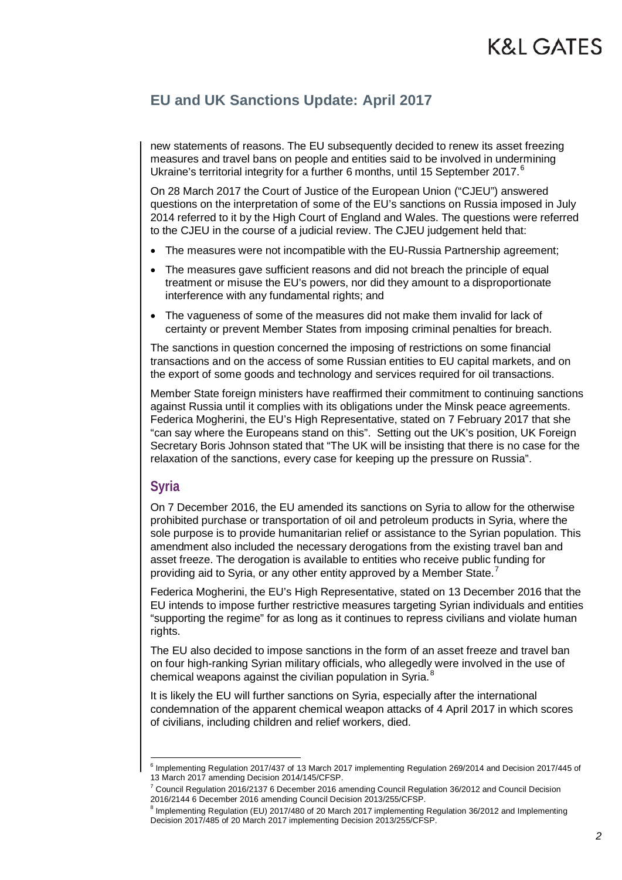new statements of reasons. The EU subsequently decided to renew its asset freezing measures and travel bans on people and entities said to be involved in undermining Ukraine's territorial integrity for a further 6 months, until 15 September 2017.[6]

On 28 March 2017 the Court of Justice of the European Union ("CJEU") answered questions on the interpretation of some of the EU's sanctions on Russia imposed in July 2014 referred to it by the High Court of England and Wales. The questions were referred to the CJEU in the course of a judicial review. The CJEU judgement held that:

- The measures were not incompatible with the EU-Russia Partnership agreement;
- The measures gave sufficient reasons and did not breach the principle of equal treatment or misuse the EU's powers, nor did they amount to a disproportionate interference with any fundamental rights; and
- The vagueness of some of the measures did not make them invalid for lack of certainty or prevent Member States from imposing criminal penalties for breach.

The sanctions in question concerned the imposing of restrictions on some financial transactions and on the access of some Russian entities to EU capital markets, and on the export of some goods and technology and services required for oil transactions.

Member State foreign ministers have reaffirmed their commitment to continuing sanctions against Russia until it complies with its obligations under the Minsk peace agreements. Federica Mogherini, the EU's High Representative, stated on 7 February 2017 that she "can say where the Europeans stand on this". Setting out the UK's position, UK Foreign Secretary Boris Johnson stated that "The UK will be insisting that there is no case for the relaxation of the sanctions, every case for keeping up the pressure on Russia".

## Syria

On 7 December 2016, the EU amended its sanctions on Syria to allow for the otherwise prohibited purchase or transportation of oil and petroleum products in Syria, where the sole purpose is to provide humanitarian relief or assistance to the Syrian population. This amendment also included the necessary derogations from the existing travel ban and asset freeze. The derogation is available to entities who receive public funding for providing aid to Syria, or any other entity approved by a Member State.[7]

Federica Mogherini, the EU's High Representative, stated on 13 December 2016 that the EU intends to impose further restrictive measures targeting Syrian individuals and entities "supporting the regime" for as long as it continues to repress civilians and violate human rights.

The EU also decided to impose sanctions in the form of an asset freeze and travel ban on four high-ranking Syrian military officials, who allegedly were involved in the use of chemical weapons against the civilian population in Syria.[8]

It is likely the EU will further sanctions on Syria, especially after the international condemnation of the apparent chemical weapon attacks of 4 April 2017 in which scores of civilians, including children and relief workers, died.

---

[6] Implementing Regulation 2017/437 of 13 March 2017 implementing Regulation 269/2014 and Decision 2017/445 of 13 March 2017 amending Decision 2014/145/CFSP.

[7] Council Regulation 2016/2137 6 December 2016 amending Council Regulation 36/2012 and Council Decision 2016/2144 6 December 2016 amending Council Decision 2013/255/CFSP.

[8] Implementing Regulation (EU) 2017/480 of 20 March 2017 implementing Regulation 36/2012 and Implementing Decision 2017/485 of 20 March 2017 implementing Decision 2013/255/CFSP.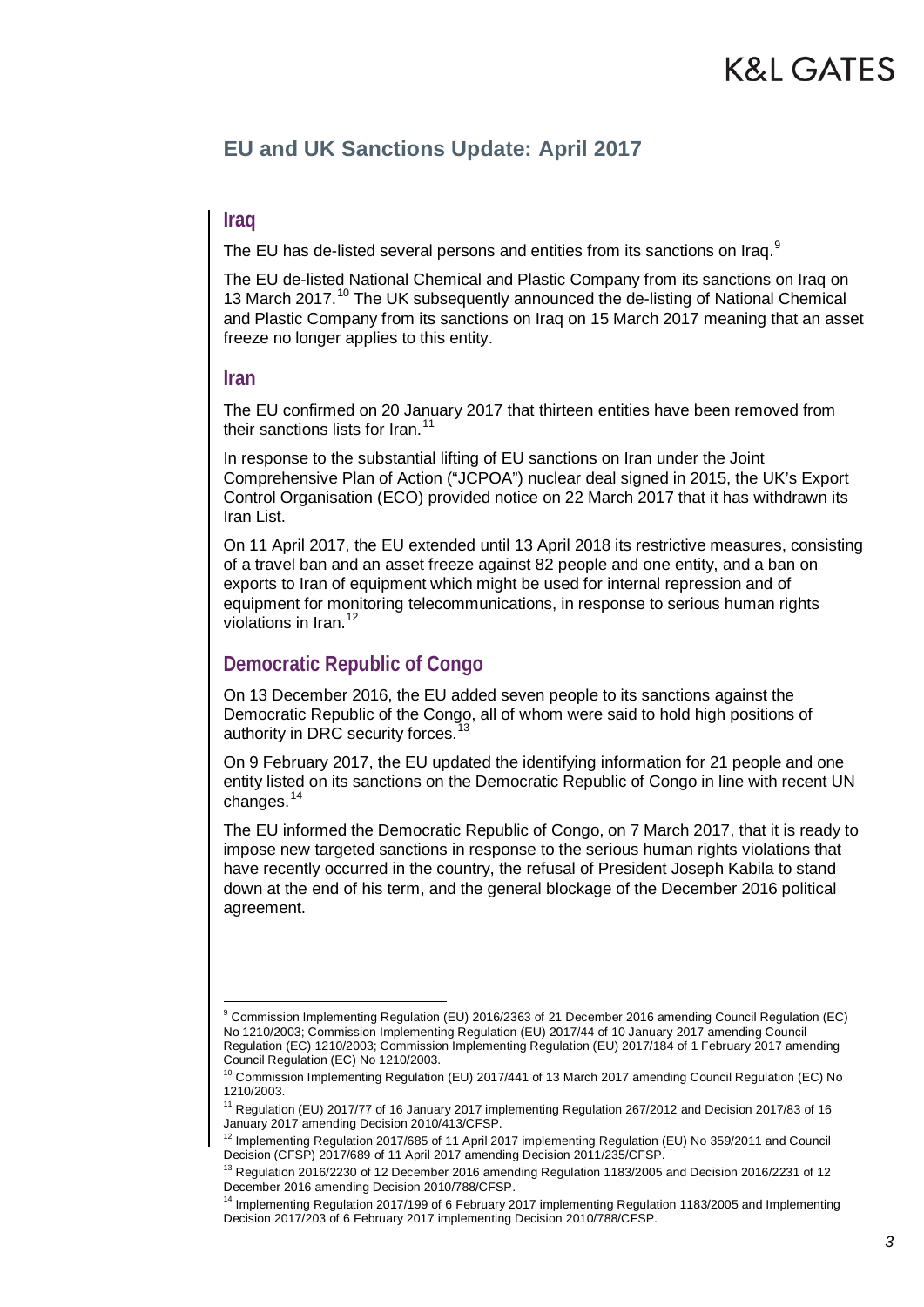## EU and UK Sanctions Update: April 2017

### Iraq

The EU has de-listed several persons and entities from its sanctions on Iraq.[9]

The EU de-listed National Chemical and Plastic Company from its sanctions on Iraq on 13 March 2017.[10] The UK subsequently announced the de-listing of National Chemical and Plastic Company from its sanctions on Iraq on 15 March 2017 meaning that an asset freeze no longer applies to this entity.

### Iran

The EU confirmed on 20 January 2017 that thirteen entities have been removed from their sanctions lists for Iran.[11]

In response to the substantial lifting of EU sanctions on Iran under the Joint Comprehensive Plan of Action ("JCPOA") nuclear deal signed in 2015, the UK's Export Control Organisation (ECO) provided notice on 22 March 2017 that it has withdrawn its Iran List.

On 11 April 2017, the EU extended until 13 April 2018 its restrictive measures, consisting of a travel ban and an asset freeze against 82 people and one entity, and a ban on exports to Iran of equipment which might be used for internal repression and of equipment for monitoring telecommunications, in response to serious human rights violations in Iran.[12]

### Democratic Republic of Congo

On 13 December 2016, the EU added seven people to its sanctions against the Democratic Republic of the Congo, all of whom were said to hold high positions of authority in DRC security forces.[13]

On 9 February 2017, the EU updated the identifying information for 21 people and one entity listed on its sanctions on the Democratic Republic of Congo in line with recent UN changes.[14]

The EU informed the Democratic Republic of Congo, on 7 March 2017, that it is ready to impose new targeted sanctions in response to the serious human rights violations that have recently occurred in the country, the refusal of President Joseph Kabila to stand down at the end of his term, and the general blockage of the December 2016 political agreement.

---

[9] Commission Implementing Regulation (EU) 2016/2363 of 21 December 2016 amending Council Regulation (EC) No 1210/2003; Commission Implementing Regulation (EU) 2017/44 of 10 January 2017 amending Council Regulation (EC) 1210/2003; Commission Implementing Regulation (EU) 2017/184 of 1 February 2017 amending Council Regulation (EC) No 1210/2003.

[10] Commission Implementing Regulation (EU) 2017/441 of 13 March 2017 amending Council Regulation (EC) No 1210/2003.

[11] Regulation (EU) 2017/77 of 16 January 2017 implementing Regulation 267/2012 and Decision 2017/83 of 16 January 2017 amending Decision 2010/413/CFSP.

[12] Implementing Regulation 2017/685 of 11 April 2017 implementing Regulation (EU) No 359/2011 and Council Decision (CFSP) 2017/689 of 11 April 2017 amending Decision 2011/235/CFSP.

[13] Regulation 2016/2230 of 12 December 2016 amending Regulation 1183/2005 and Decision 2016/2231 of 12 December 2016 amending Decision 2010/788/CFSP.

[14] Implementing Regulation 2017/199 of 6 February 2017 implementing Regulation 1183/2005 and Implementing Decision 2017/203 of 6 February 2017 implementing Decision 2010/788/CFSP.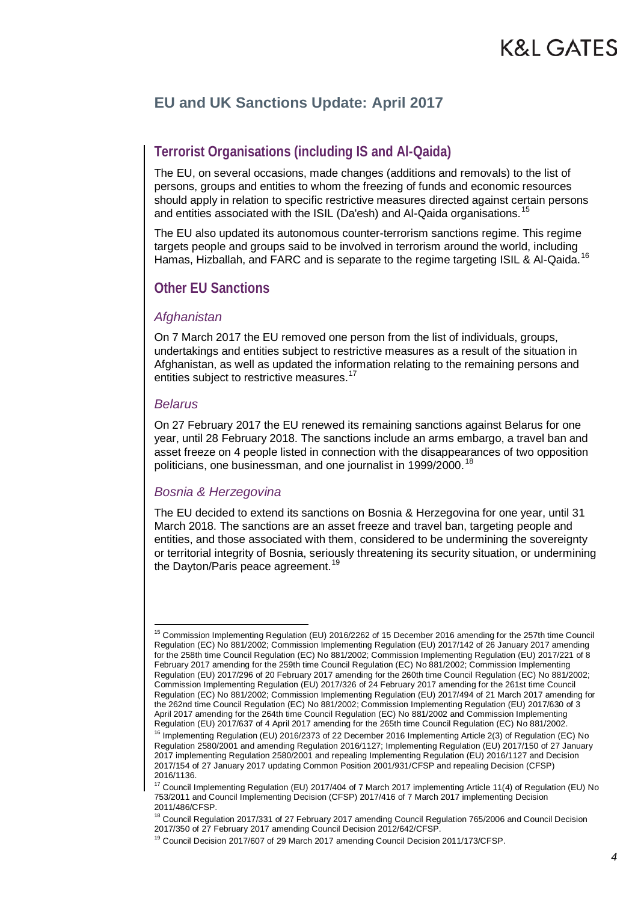## Terrorist Organisations (including IS and Al-Qaida)

The EU, on several occasions, made changes (additions and removals) to the list of persons, groups and entities to whom the freezing of funds and economic resources should apply in relation to specific restrictive measures directed against certain persons and entities associated with the ISIL (Da'esh) and Al-Qaida organisations.[15]

The EU also updated its autonomous counter-terrorism sanctions regime. This regime targets people and groups said to be involved in terrorism around the world, including Hamas, Hizballah, and FARC and is separate to the regime targeting ISIL & Al-Qaida.[16]

## Other EU Sanctions

### *Afghanistan*

On 7 March 2017 the EU removed one person from the list of individuals, groups, undertakings and entities subject to restrictive measures as a result of the situation in Afghanistan, as well as updated the information relating to the remaining persons and entities subject to restrictive measures.[17]

### *Belarus*

On 27 February 2017 the EU renewed its remaining sanctions against Belarus for one year, until 28 February 2018. The sanctions include an arms embargo, a travel ban and asset freeze on 4 people listed in connection with the disappearances of two opposition politicians, one businessman, and one journalist in 1999/2000.[18]

### *Bosnia & Herzegovina*

The EU decided to extend its sanctions on Bosnia & Herzegovina for one year, until 31 March 2018. The sanctions are an asset freeze and travel ban, targeting people and entities, and those associated with them, considered to be undermining the sovereignty or territorial integrity of Bosnia, seriously threatening its security situation, or undermining the Dayton/Paris peace agreement.[19]

---

[15] Commission Implementing Regulation (EU) 2016/2262 of 15 December 2016 amending for the 257th time Council Regulation (EC) No 881/2002; Commission Implementing Regulation (EU) 2017/142 of 26 January 2017 amending for the 258th time Council Regulation (EC) No 881/2002; Commission Implementing Regulation (EU) 2017/221 of 8 February 2017 amending for the 259th time Council Regulation (EC) No 881/2002; Commission Implementing Regulation (EU) 2017/296 of 20 February 2017 amending for the 260th time Council Regulation (EC) No 881/2002; Commission Implementing Regulation (EU) 2017/326 of 24 February 2017 amending for the 261st time Council Regulation (EC) No 881/2002; Commission Implementing Regulation (EU) 2017/494 of 21 March 2017 amending for the 262nd time Council Regulation (EC) No 881/2002; Commission Implementing Regulation (EU) 2017/630 of 3 April 2017 amending for the 264th time Council Regulation (EC) No 881/2002 and Commission Implementing Regulation (EU) 2017/637 of 4 April 2017 amending for the 265th time Council Regulation (EC) No 881/2002.

[16] Implementing Regulation (EU) 2016/2373 of 22 December 2016 Implementing Article 2(3) of Regulation (EC) No Regulation 2580/2001 and amending Regulation 2016/1127; Implementing Regulation (EU) 2017/150 of 27 January 2017 implementing Regulation 2580/2001 and repealing Implementing Regulation (EU) 2016/1127 and Decision 2017/154 of 27 January 2017 updating Common Position 2001/931/CFSP and repealing Decision (CFSP) 2016/1136.

[17] Council Implementing Regulation (EU) 2017/404 of 7 March 2017 implementing Article 11(4) of Regulation (EU) No 753/2011 and Council Implementing Decision (CFSP) 2017/416 of 7 March 2017 implementing Decision 2011/486/CFSP.

[18] Council Regulation 2017/331 of 27 February 2017 amending Council Regulation 765/2006 and Council Decision 2017/350 of 27 February 2017 amending Council Decision 2012/642/CFSP.

[19] Council Decision 2017/607 of 29 March 2017 amending Council Decision 2011/173/CFSP.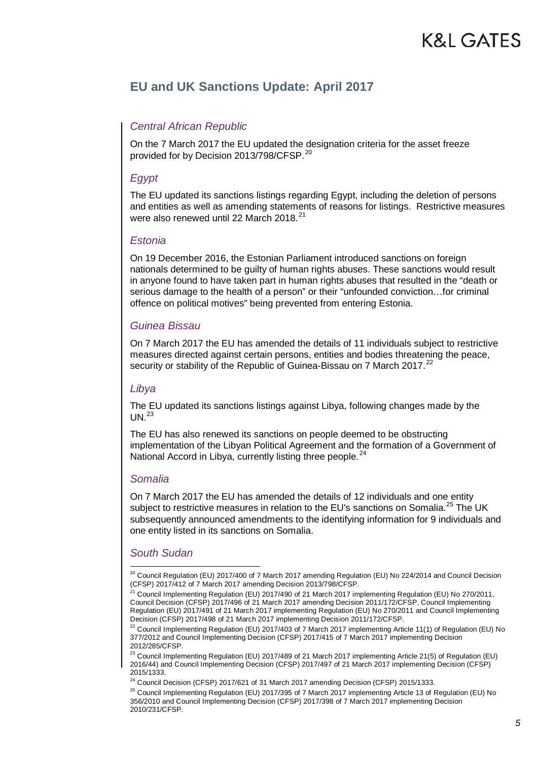### *Central African Republic*

On the 7 March 2017 the EU updated the designation criteria for the asset freeze provided for by Decision 2013/798/CFSP.[20]

### *Egypt*

The EU updated its sanctions listings regarding Egypt, including the deletion of persons and entities as well as amending statements of reasons for listings. Restrictive measures were also renewed until 22 March 2018.[21]

### *Estonia*

On 19 December 2016, the Estonian Parliament introduced sanctions on foreign nationals determined to be guilty of human rights abuses. These sanctions would result in anyone found to have taken part in human rights abuses that resulted in the "death or serious damage to the health of a person" or their "unfounded conviction…for criminal offence on political motives" being prevented from entering Estonia.

### *Guinea Bissau*

On 7 March 2017 the EU has amended the details of 11 individuals subject to restrictive measures directed against certain persons, entities and bodies threatening the peace, security or stability of the Republic of Guinea-Bissau on 7 March 2017.[22]

### *Libya*

The EU updated its sanctions listings against Libya, following changes made by the UN.[23]

The EU has also renewed its sanctions on people deemed to be obstructing implementation of the Libyan Political Agreement and the formation of a Government of National Accord in Libya, currently listing three people.[24]

### *Somalia*

On 7 March 2017 the EU has amended the details of 12 individuals and one entity subject to restrictive measures in relation to the EU's sanctions on Somalia.[25] The UK subsequently announced amendments to the identifying information for 9 individuals and one entity listed in its sanctions on Somalia.

### *South Sudan*

[20] Council Regulation (EU) 2017/400 of 7 March 2017 amending Regulation (EU) No 224/2014 and Council Decision (CFSP) 2017/412 of 7 March 2017 amending Decision 2013/798/CFSP.

[21] Council Implementing Regulation (EU) 2017/490 of 21 March 2017 implementing Regulation (EU) No 270/2011, Council Decision (CFSP) 2017/496 of 21 March 2017 amending Decision 2011/172/CFSP, Council Implementing Regulation (EU) 2017/491 of 21 March 2017 implementing Regulation (EU) No 270/2011 and Council Implementing Decision (CFSP) 2017/498 of 21 March 2017 implementing Decision 2011/172/CFSP.

[22] Council Implementing Regulation (EU) 2017/403 of 7 March 2017 implementing Article 11(1) of Regulation (EU) No 377/2012 and Council Implementing Decision (CFSP) 2017/415 of 7 March 2017 implementing Decision 2012/285/CFSP.

[23] Council Implementing Regulation (EU) 2017/489 of 21 March 2017 implementing Article 21(5) of Regulation (EU) 2016/44) and Council Implementing Decision (CFSP) 2017/497 of 21 March 2017 implementing Decision (CFSP) 2015/1333.

[24] Council Decision (CFSP) 2017/621 of 31 March 2017 amending Decision (CFSP) 2015/1333.

[25] Council Implementing Regulation (EU) 2017/395 of 7 March 2017 implementing Article 13 of Regulation (EU) No 356/2010 and Council Implementing Decision (CFSP) 2017/398 of 7 March 2017 implementing Decision 2010/231/CFSP.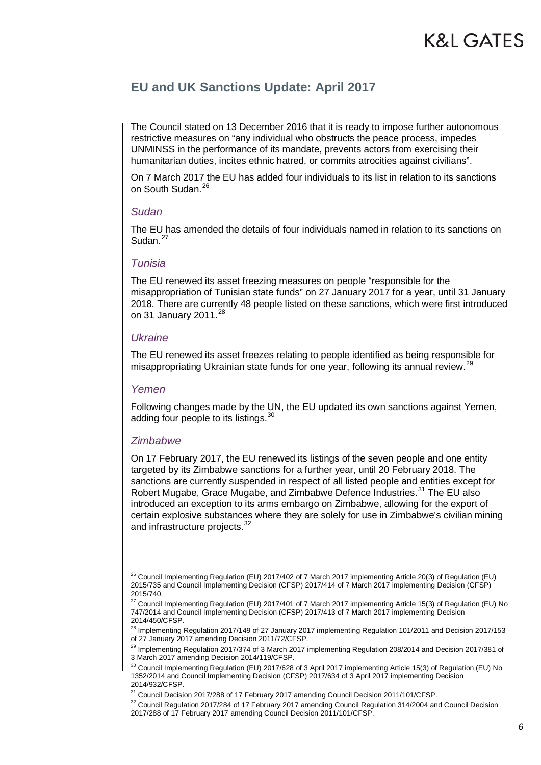The Council stated on 13 December 2016 that it is ready to impose further autonomous restrictive measures on "any individual who obstructs the peace process, impedes UNMINSS in the performance of its mandate, prevents actors from exercising their humanitarian duties, incites ethnic hatred, or commits atrocities against civilians".

On 7 March 2017 the EU has added four individuals to its list in relation to its sanctions on South Sudan.[26]

### *Sudan*

The EU has amended the details of four individuals named in relation to its sanctions on Sudan.[27]

### *Tunisia*

The EU renewed its asset freezing measures on people "responsible for the misappropriation of Tunisian state funds" on 27 January 2017 for a year, until 31 January 2018. There are currently 48 people listed on these sanctions, which were first introduced on 31 January 2011.[28]

### *Ukraine*

The EU renewed its asset freezes relating to people identified as being responsible for misappropriating Ukrainian state funds for one year, following its annual review.[29]

### *Yemen*

Following changes made by the UN, the EU updated its own sanctions against Yemen, adding four people to its listings.[30]

### *Zimbabwe*

On 17 February 2017, the EU renewed its listings of the seven people and one entity targeted by its Zimbabwe sanctions for a further year, until 20 February 2018. The sanctions are currently suspended in respect of all listed people and entities except for Robert Mugabe, Grace Mugabe, and Zimbabwe Defence Industries.[31] The EU also introduced an exception to its arms embargo on Zimbabwe, allowing for the export of certain explosive substances where they are solely for use in Zimbabwe's civilian mining and infrastructure projects.[32]

---

[26] Council Implementing Regulation (EU) 2017/402 of 7 March 2017 implementing Article 20(3) of Regulation (EU) 2015/735 and Council Implementing Decision (CFSP) 2017/414 of 7 March 2017 implementing Decision (CFSP) 2015/740.

[27] Council Implementing Regulation (EU) 2017/401 of 7 March 2017 implementing Article 15(3) of Regulation (EU) No 747/2014 and Council Implementing Decision (CFSP) 2017/413 of 7 March 2017 implementing Decision 2014/450/CFSP.

[28] Implementing Regulation 2017/149 of 27 January 2017 implementing Regulation 101/2011 and Decision 2017/153 of 27 January 2017 amending Decision 2011/72/CFSP.

[29] Implementing Regulation 2017/374 of 3 March 2017 implementing Regulation 208/2014 and Decision 2017/381 of 3 March 2017 amending Decision 2014/119/CFSP.

[30] Council Implementing Regulation (EU) 2017/628 of 3 April 2017 implementing Article 15(3) of Regulation (EU) No 1352/2014 and Council Implementing Decision (CFSP) 2017/634 of 3 April 2017 implementing Decision 2014/932/CFSP.

[31] Council Decision 2017/288 of 17 February 2017 amending Council Decision 2011/101/CFSP.

[32] Council Regulation 2017/284 of 17 February 2017 amending Council Regulation 314/2004 and Council Decision 2017/288 of 17 February 2017 amending Council Decision 2011/101/CFSP.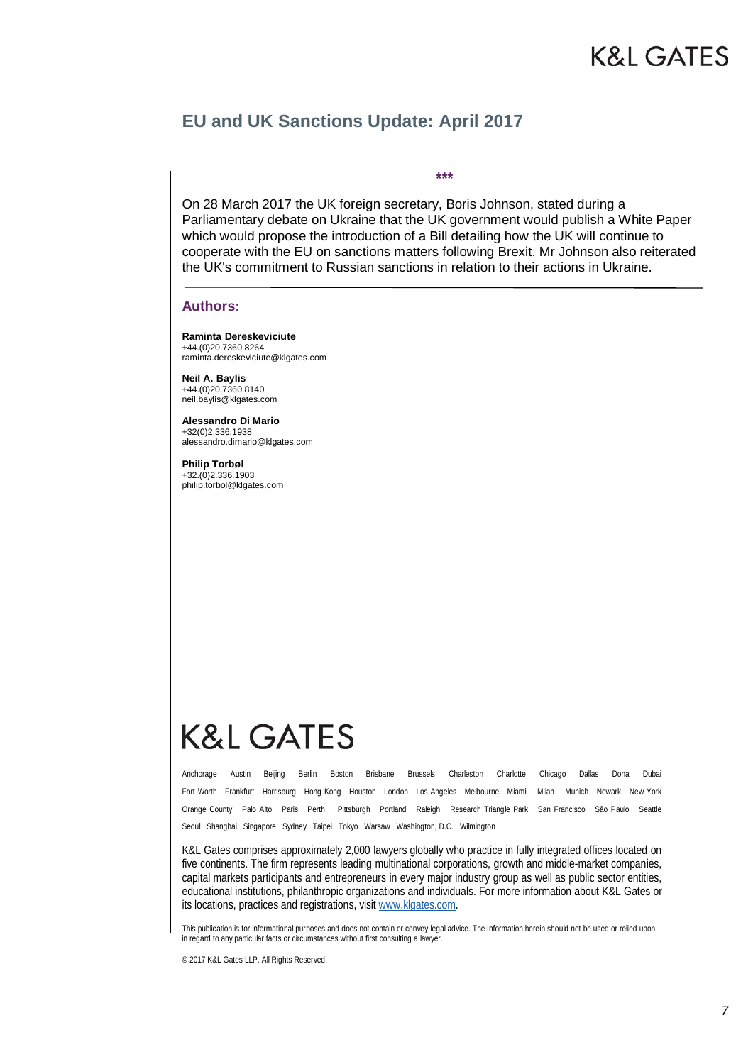## EU and UK Sanctions Update: April 2017

***

On 28 March 2017 the UK foreign secretary, Boris Johnson, stated during a Parliamentary debate on Ukraine that the UK government would publish a White Paper which would propose the introduction of a Bill detailing how the UK will continue to cooperate with the EU on sanctions matters following Brexit. Mr Johnson also reiterated the UK's commitment to Russian sanctions in relation to their actions in Ukraine.

---

### Authors:

**Raminta Dereskeviciute**
+44.(0)20.7360.8264
raminta.dereskeviciute@klgates.com

**Neil A. Baylis**
+44.(0)20.7360.8140
neil.baylis@klgates.com

**Alessandro Di Mario**
+32(0)2.336.1938
alessandro.dimario@klgates.com

**Philip Torbøl**
+32.(0)2.336.1903
philip.torbol@klgates.com

# K&L GATES

Anchorage Austin Beijing Berlin Boston Brisbane Brussels Charleston Charlotte Chicago Dallas Doha Dubai Fort Worth Frankfurt Harrisburg Hong Kong Houston London Los Angeles Melbourne Miami Milan Munich Newark New York Orange County Palo Alto Paris Perth Pittsburgh Portland Raleigh Research Triangle Park San Francisco São Paulo Seattle Seoul Shanghai Singapore Sydney Taipei Tokyo Warsaw Washington, D.C. Wilmington

K&L Gates comprises approximately 2,000 lawyers globally who practice in fully integrated offices located on five continents. The firm represents leading multinational corporations, growth and middle-market companies, capital markets participants and entrepreneurs in every major industry group as well as public sector entities, educational institutions, philanthropic organizations and individuals. For more information about K&L Gates or its locations, practices and registrations, visit www.klgates.com.

This publication is for informational purposes and does not contain or convey legal advice. The information herein should not be used or relied upon in regard to any particular facts or circumstances without first consulting a lawyer.

© 2017 K&L Gates LLP. All Rights Reserved.